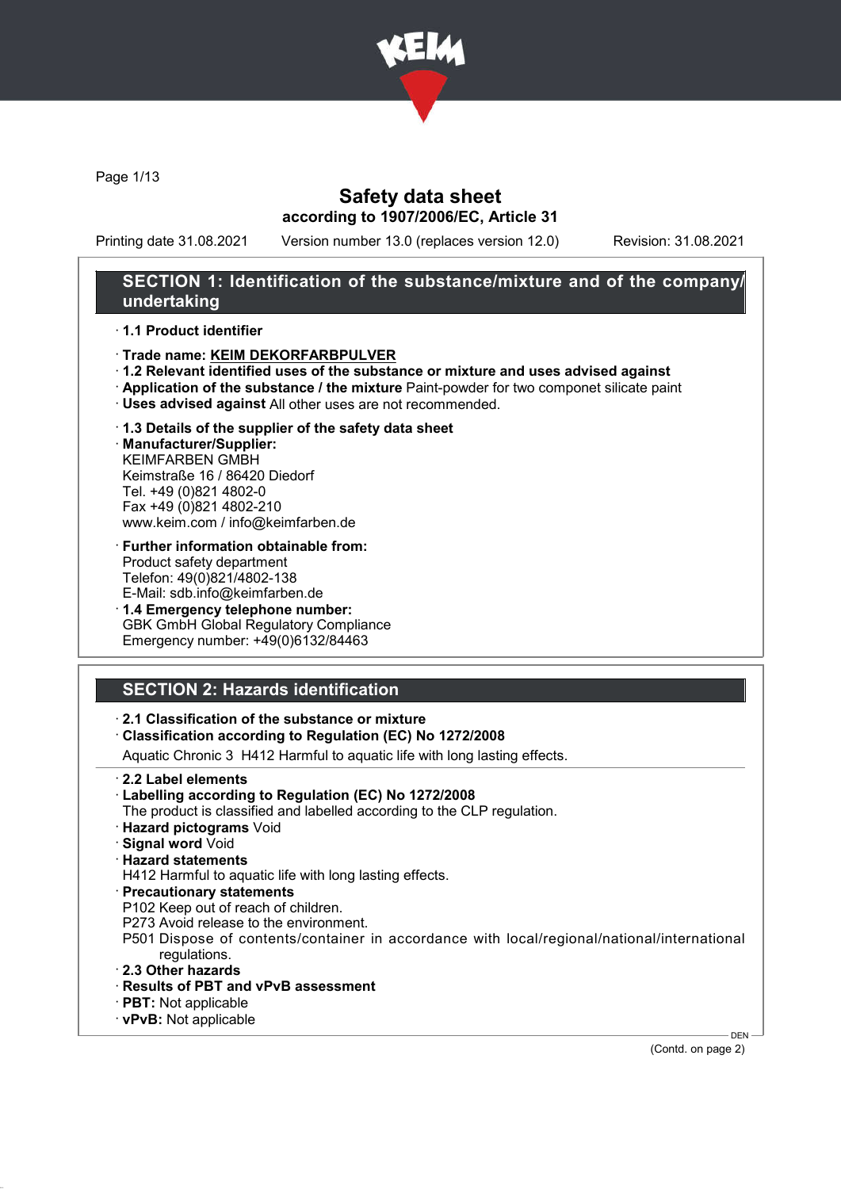# Safety data sheet
## according to 1907/2006/EC, Article 31

Printing date 31.08.2021 Version number 13.0 (replaces version 12.0) Revision: 31.08.2021

## SECTION 1: Identification of the substance/mixture and of the company/undertaking

· **1.1 Product identifier**

· **Trade name: KEIM DEKORFARBPULVER**
· **1.2 Relevant identified uses of the substance or mixture and uses advised against**
· **Application of the substance / the mixture** Paint-powder for two componet silicate paint
· **Uses advised against** All other uses are not recommended.

· **1.3 Details of the supplier of the safety data sheet**
· **Manufacturer/Supplier:**
KEIMFARBEN GMBH
Keimstraße 16 / 86420 Diedorf
Tel. +49 (0)821 4802-0
Fax +49 (0)821 4802-210
www.keim.com / info@keimfarben.de

· **Further information obtainable from:**
Product safety department
Telefon: 49(0)821/4802-138
E-Mail: sdb.info@keimfarben.de
· **1.4 Emergency telephone number:**
GBK GmbH Global Regulatory Compliance
Emergency number: +49(0)6132/84463

## SECTION 2: Hazards identification

· **2.1 Classification of the substance or mixture**
· **Classification according to Regulation (EC) No 1272/2008**
Aquatic Chronic 3 H412 Harmful to aquatic life with long lasting effects.

· **2.2 Label elements**
· **Labelling according to Regulation (EC) No 1272/2008**
The product is classified and labelled according to the CLP regulation.
· **Hazard pictograms** Void
· **Signal word** Void
· **Hazard statements**
H412 Harmful to aquatic life with long lasting effects.
· **Precautionary statements**
P102 Keep out of reach of children.
P273 Avoid release to the environment.
P501 Dispose of contents/container in accordance with local/regional/national/international regulations.
· **2.3 Other hazards**
· **Results of PBT and vPvB assessment**
· **PBT:** Not applicable
· **vPvB:** Not applicable

(Contd. on page 2)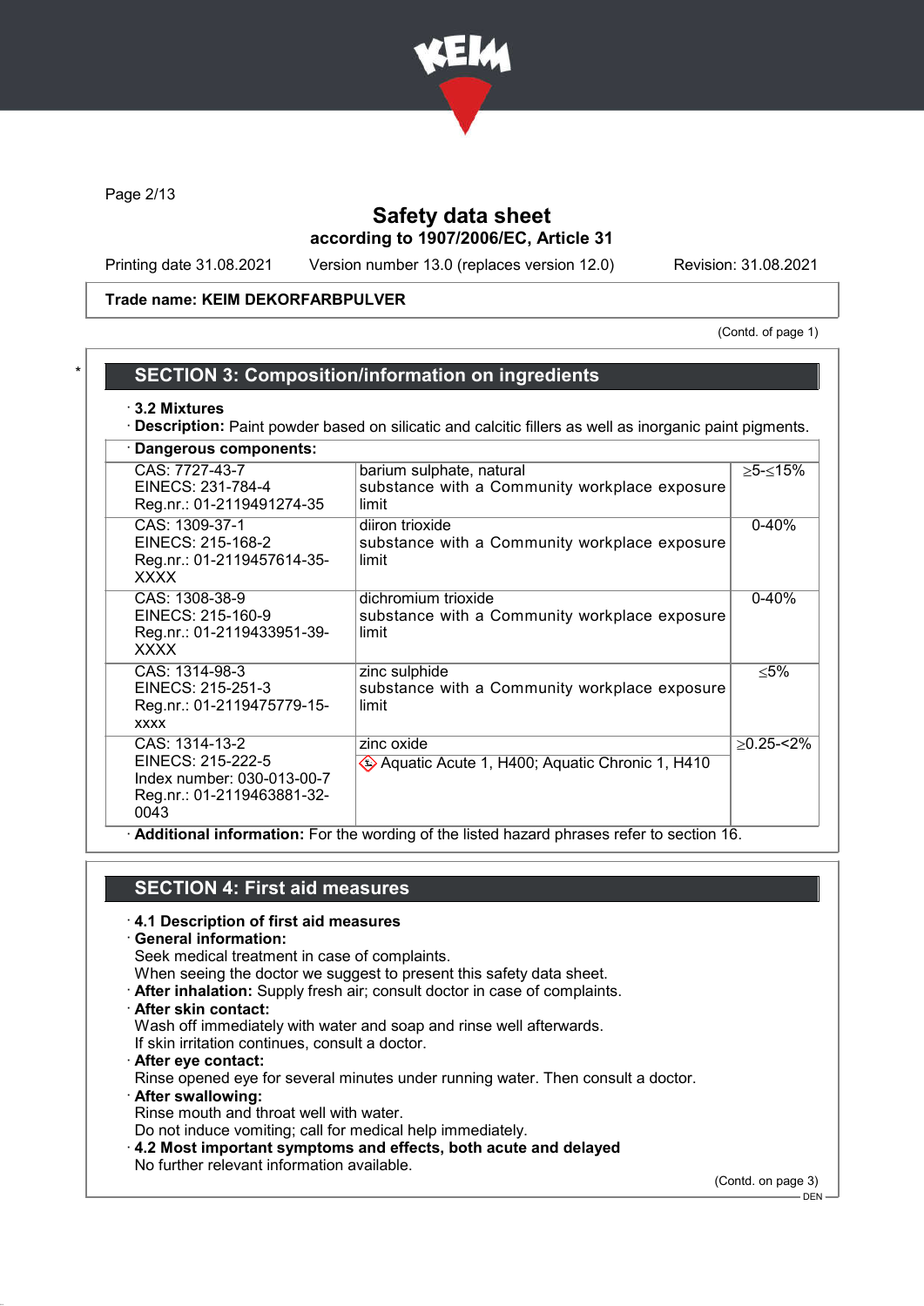## SECTION 3: Composition/information on ingredients

· **3.2 Mixtures**

· **Description:** Paint powder based on silicatic and calcitic fillers as well as inorganic paint pigments.

| · **Dangerous components:** | | |
|---|---|---|
| CAS: 7727-43-7<br>EINECS: 231-784-4<br>Reg.nr.: 01-2119491274-35 | barium sulphate, natural<br>substance with a Community workplace exposure limit | ≥5-≤15% |
| CAS: 1309-37-1<br>EINECS: 215-168-2<br>Reg.nr.: 01-2119457614-35-XXXX | diiron trioxide<br>substance with a Community workplace exposure limit | 0-40% |
| CAS: 1308-38-9<br>EINECS: 215-160-9<br>Reg.nr.: 01-2119433951-39-XXXX | dichromium trioxide<br>substance with a Community workplace exposure limit | 0-40% |
| CAS: 1314-98-3<br>EINECS: 215-251-3<br>Reg.nr.: 01-2119475779-15-xxxx | zinc sulphide<br>substance with a Community workplace exposure limit | ≤5% |
| CAS: 1314-13-2<br>EINECS: 215-222-5<br>Index number: 030-013-00-7<br>Reg.nr.: 01-2119463881-32-0043 | zinc oxide<br>Aquatic Acute 1, H400; Aquatic Chronic 1, H410 | ≥0.25-<2% |

· **Additional information:** For the wording of the listed hazard phrases refer to section 16.

## SECTION 4: First aid measures

· **4.1 Description of first aid measures**

· **General information:**
Seek medical treatment in case of complaints.
When seeing the doctor we suggest to present this safety data sheet.

· **After inhalation:** Supply fresh air; consult doctor in case of complaints.

· **After skin contact:**
Wash off immediately with water and soap and rinse well afterwards.
If skin irritation continues, consult a doctor.

· **After eye contact:**
Rinse opened eye for several minutes under running water. Then consult a doctor.

· **After swallowing:**
Rinse mouth and throat well with water.
Do not induce vomiting; call for medical help immediately.

· **4.2 Most important symptoms and effects, both acute and delayed**
No further relevant information available.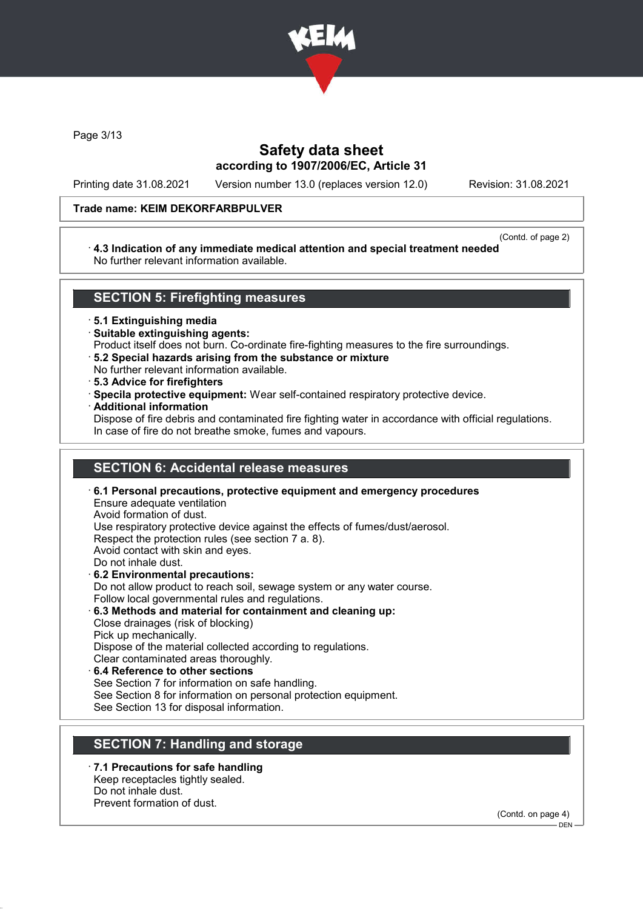**Safety data sheet**
**according to 1907/2006/EC, Article 31**

Printing date 31.08.2021 Version number 13.0 (replaces version 12.0) Revision: 31.08.2021

**Trade name: KEIM DEKORFARBPULVER**

(Contd. of page 2)

· **4.3 Indication of any immediate medical attention and special treatment needed**
No further relevant information available.

## SECTION 5: Firefighting measures

· **5.1 Extinguishing media**
· **Suitable extinguishing agents:**
Product itself does not burn. Co-ordinate fire-fighting measures to the fire surroundings.
· **5.2 Special hazards arising from the substance or mixture**
No further relevant information available.
· **5.3 Advice for firefighters**
· **Specila protective equipment:** Wear self-contained respiratory protective device.
· **Additional information**
Dispose of fire debris and contaminated fire fighting water in accordance with official regulations.
In case of fire do not breathe smoke, fumes and vapours.

## SECTION 6: Accidental release measures

· **6.1 Personal precautions, protective equipment and emergency procedures**
Ensure adequate ventilation
Avoid formation of dust.
Use respiratory protective device against the effects of fumes/dust/aerosol.
Respect the protection rules (see section 7 a. 8).
Avoid contact with skin and eyes.
Do not inhale dust.
· **6.2 Environmental precautions:**
Do not allow product to reach soil, sewage system or any water course.
Follow local governmental rules and regulations.
· **6.3 Methods and material for containment and cleaning up:**
Close drainages (risk of blocking)
Pick up mechanically.
Dispose of the material collected according to regulations.
Clear contaminated areas thoroughly.
· **6.4 Reference to other sections**
See Section 7 for information on safe handling.
See Section 8 for information on personal protection equipment.
See Section 13 for disposal information.

## SECTION 7: Handling and storage

· **7.1 Precautions for safe handling**
Keep receptacles tightly sealed.
Do not inhale dust.
Prevent formation of dust.

(Contd. on page 4)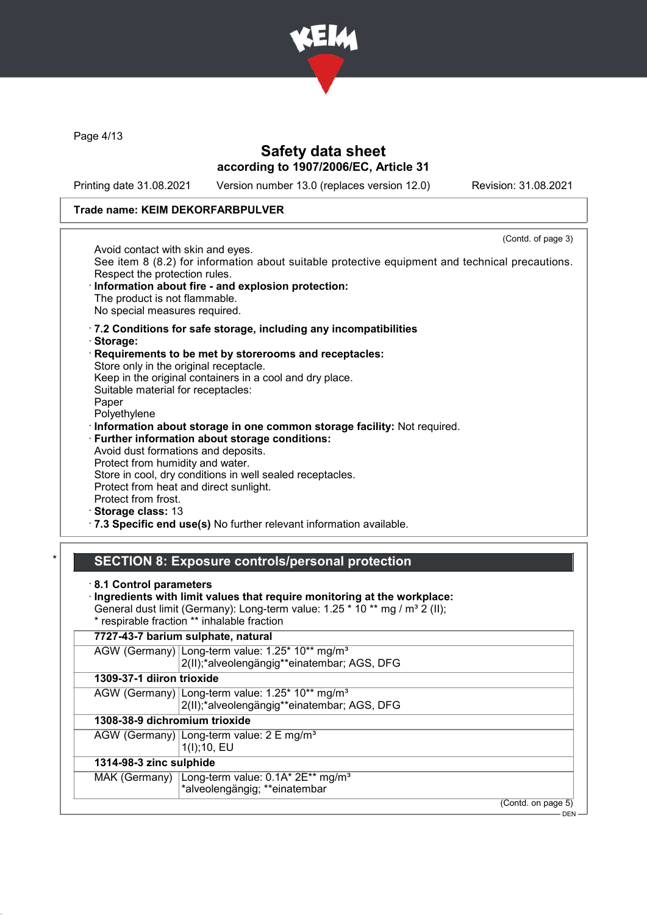**Safety data sheet**
**according to 1907/2006/EC, Article 31**

Printing date 31.08.2021 Version number 13.0 (replaces version 12.0) Revision: 31.08.2021

**Trade name: KEIM DEKORFARBPULVER**

(Contd. of page 3)

Avoid contact with skin and eyes.
See item 8 (8.2) for information about suitable protective equipment and technical precautions.
Respect the protection rules.

· **Information about fire - and explosion protection:**
The product is not flammable.
No special measures required.

· **7.2 Conditions for safe storage, including any incompatibilities**
· **Storage:**
· **Requirements to be met by storerooms and receptacles:**
Store only in the original receptacle.
Keep in the original containers in a cool and dry place.
Suitable material for receptacles:
Paper
Polyethylene
· **Information about storage in one common storage facility:** Not required.
· **Further information about storage conditions:**
Avoid dust formations and deposits.
Protect from humidity and water.
Store in cool, dry conditions in well sealed receptacles.
Protect from heat and direct sunlight.
Protect from frost.
· **Storage class:** 13
· **7.3 Specific end use(s)** No further relevant information available.

## SECTION 8: Exposure controls/personal protection

· **8.1 Control parameters**
· **Ingredients with limit values that require monitoring at the workplace:**
General dust limit (Germany): Long-term value: 1.25 * 10 ** mg / m³ 2 (II);
* respirable fraction ** inhalable fraction

| **7727-43-7 barium sulphate, natural** | |
|---|---|
| AGW (Germany) | Long-term value: 1.25* 10** mg/m³<br>2(II);*alveolengängig**einatembar; AGS, DFG |
| **1309-37-1 diiron trioxide** | |
| AGW (Germany) | Long-term value: 1.25* 10** mg/m³<br>2(II);*alveolengängig**einatembar; AGS, DFG |
| **1308-38-9 dichromium trioxide** | |
| AGW (Germany) | Long-term value: 2 E mg/m³<br>1(I);10, EU |
| **1314-98-3 zinc sulphide** | |
| MAK (Germany) | Long-term value: 0.1A* 2E** mg/m³<br>*alveolengängig; **einatembar |

(Contd. on page 5)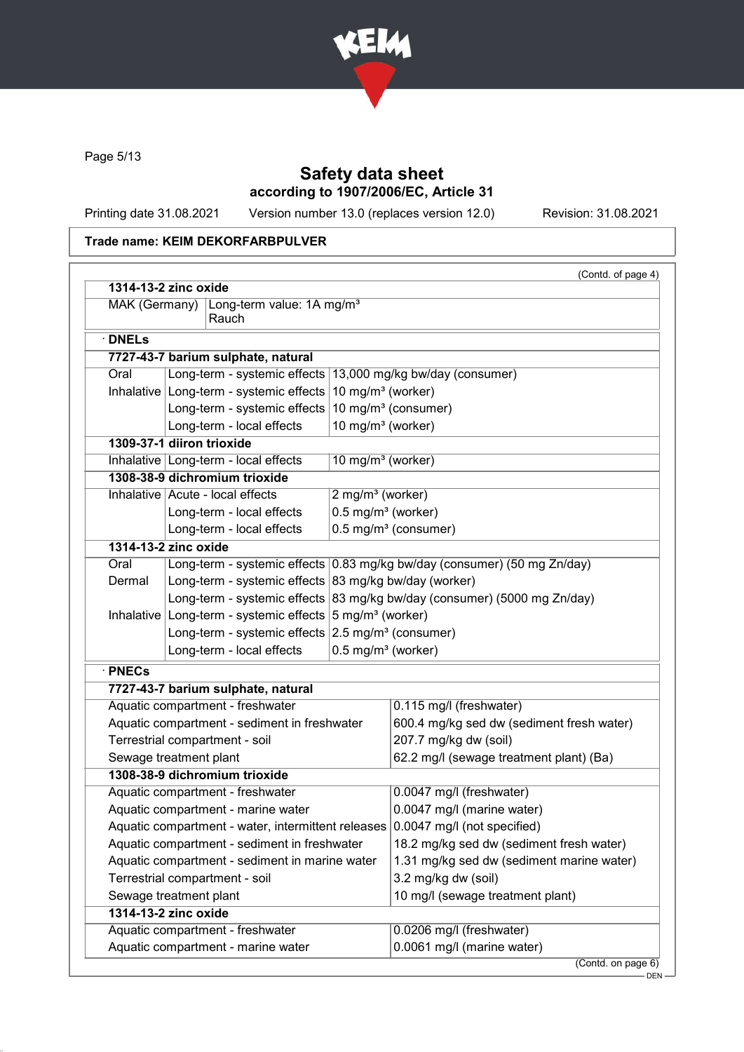# Safety data sheet
## according to 1907/2006/EC, Article 31

Printing date 31.08.2021 Version number 13.0 (replaces version 12.0) Revision: 31.08.2021

**Trade name: KEIM DEKORFARBPULVER**

(Contd. of page 4)

| **1314-13-2 zinc oxide** | |
|---|---|
| MAK (Germany) | Long-term value: 1A mg/m³ Rauch |

· **DNELs**

| **7727-43-7 barium sulphate, natural** | | |
|---|---|---|
| Oral | Long-term - systemic effects | 13,000 mg/kg bw/day (consumer) |
| Inhalative | Long-term - systemic effects | 10 mg/m³ (worker) |
| | Long-term - systemic effects | 10 mg/m³ (consumer) |
| | Long-term - local effects | 10 mg/m³ (worker) |
| **1309-37-1 diiron trioxide** | | |
| Inhalative | Long-term - local effects | 10 mg/m³ (worker) |
| **1308-38-9 dichromium trioxide** | | |
| Inhalative | Acute - local effects | 2 mg/m³ (worker) |
| | Long-term - local effects | 0.5 mg/m³ (worker) |
| | Long-term - local effects | 0.5 mg/m³ (consumer) |
| **1314-13-2 zinc oxide** | | |
| Oral | Long-term - systemic effects | 0.83 mg/kg bw/day (consumer) (50 mg Zn/day) |
| Dermal | Long-term - systemic effects | 83 mg/kg bw/day (worker) |
| | Long-term - systemic effects | 83 mg/kg bw/day (consumer) (5000 mg Zn/day) |
| Inhalative | Long-term - systemic effects | 5 mg/m³ (worker) |
| | Long-term - systemic effects | 2.5 mg/m³ (consumer) |
| | Long-term - local effects | 0.5 mg/m³ (worker) |

· **PNECs**

| **7727-43-7 barium sulphate, natural** | |
|---|---|
| Aquatic compartment - freshwater | 0.115 mg/l (freshwater) |
| Aquatic compartment - sediment in freshwater | 600.4 mg/kg sed dw (sediment fresh water) |
| Terrestrial compartment - soil | 207.7 mg/kg dw (soil) |
| Sewage treatment plant | 62.2 mg/l (sewage treatment plant) (Ba) |
| **1308-38-9 dichromium trioxide** | |
| Aquatic compartment - freshwater | 0.0047 mg/l (freshwater) |
| Aquatic compartment - marine water | 0.0047 mg/l (marine water) |
| Aquatic compartment - water, intermittent releases | 0.0047 mg/l (not specified) |
| Aquatic compartment - sediment in freshwater | 18.2 mg/kg sed dw (sediment fresh water) |
| Aquatic compartment - sediment in marine water | 1.31 mg/kg sed dw (sediment marine water) |
| Terrestrial compartment - soil | 3.2 mg/kg dw (soil) |
| Sewage treatment plant | 10 mg/l (sewage treatment plant) |
| **1314-13-2 zinc oxide** | |
| Aquatic compartment - freshwater | 0.0206 mg/l (freshwater) |
| Aquatic compartment - marine water | 0.0061 mg/l (marine water) |

(Contd. on page 6)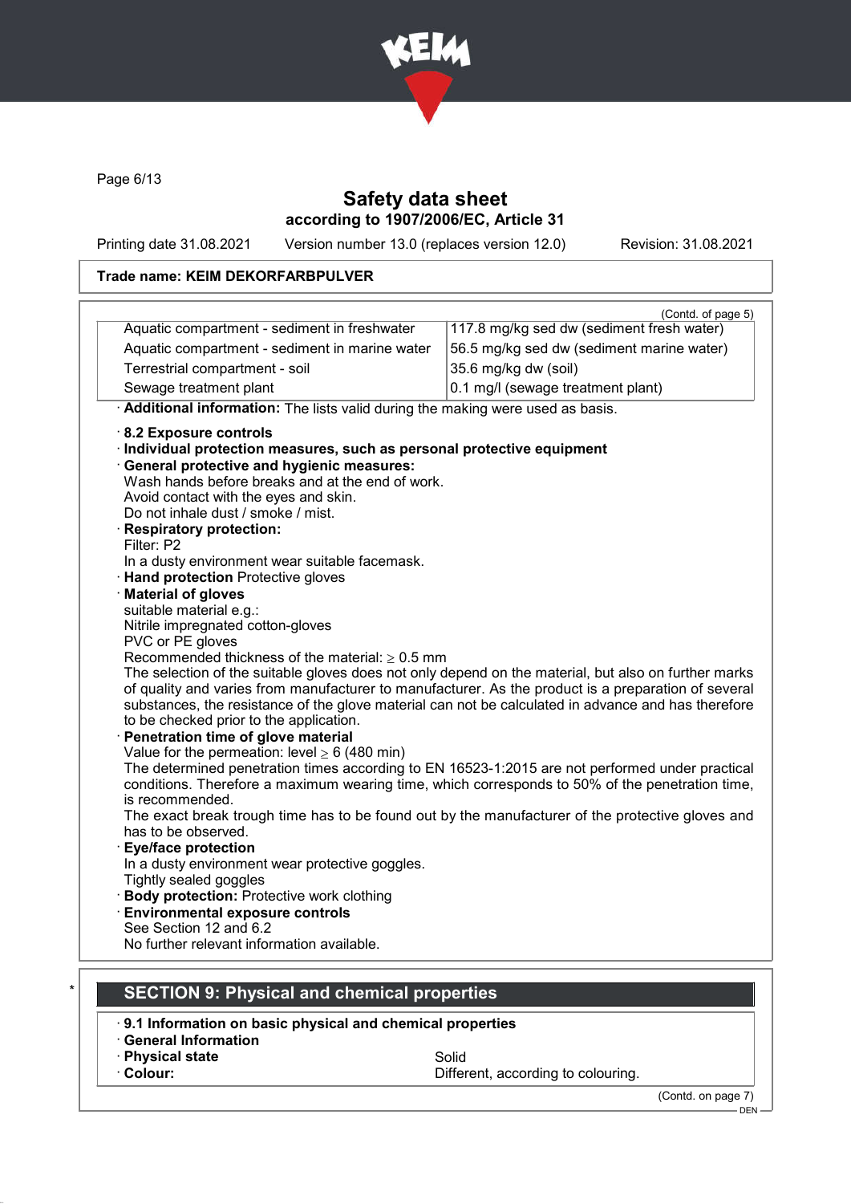Trade name: KEIM DEKORFARBPULVER

(Contd. of page 5)

| | |
|---|---|
| Aquatic compartment - sediment in freshwater | 117.8 mg/kg sed dw (sediment fresh water) |
| Aquatic compartment - sediment in marine water | 56.5 mg/kg sed dw (sediment marine water) |
| Terrestrial compartment - soil | 35.6 mg/kg dw (soil) |
| Sewage treatment plant | 0.1 mg/l (sewage treatment plant) |

· **Additional information:** The lists valid during the making were used as basis.

· **8.2 Exposure controls**
· **Individual protection measures, such as personal protective equipment**
· **General protective and hygienic measures:**
Wash hands before breaks and at the end of work.
Avoid contact with the eyes and skin.
Do not inhale dust / smoke / mist.
· **Respiratory protection:**
Filter: P2
In a dusty environment wear suitable facemask.
· **Hand protection** Protective gloves
· **Material of gloves**
suitable material e.g.:
Nitrile impregnated cotton-gloves
PVC or PE gloves
Recommended thickness of the material: ≥ 0.5 mm
The selection of the suitable gloves does not only depend on the material, but also on further marks of quality and varies from manufacturer to manufacturer. As the product is a preparation of several substances, the resistance of the glove material can not be calculated in advance and has therefore to be checked prior to the application.
· **Penetration time of glove material**
Value for the permeation: level ≥ 6 (480 min)
The determined penetration times according to EN 16523-1:2015 are not performed under practical conditions. Therefore a maximum wearing time, which corresponds to 50% of the penetration time, is recommended.
The exact break trough time has to be found out by the manufacturer of the protective gloves and has to be observed.
· **Eye/face protection**
In a dusty environment wear protective goggles.
Tightly sealed goggles
· **Body protection:** Protective work clothing
· **Environmental exposure controls**
See Section 12 and 6.2
No further relevant information available.

## * SECTION 9: Physical and chemical properties

· **9.1 Information on basic physical and chemical properties**
· **General Information**

| | |
|---|---|
| · **Physical state** | Solid |
| · **Colour:** | Different, according to colouring. |

(Contd. on page 7)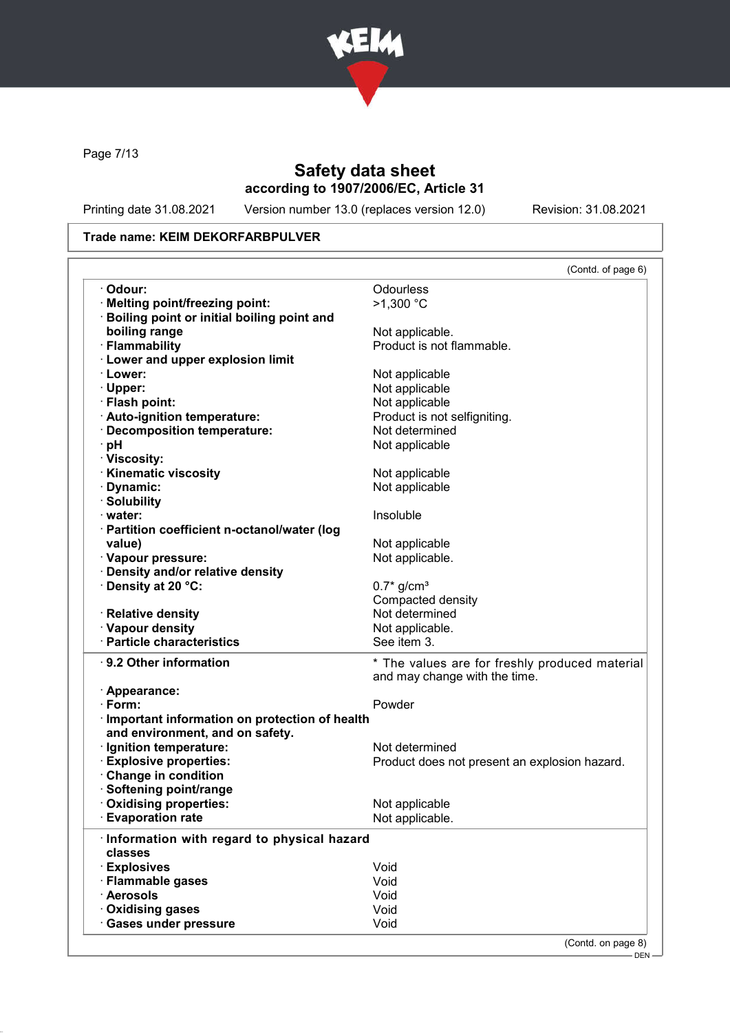# Safety data sheet
## according to 1907/2006/EC, Article 31

Printing date 31.08.2021 | Version number 13.0 (replaces version 12.0) | Revision: 31.08.2021

**Trade name: KEIM DEKORFARBPULVER**

(Contd. of page 6)

| | |
|---|---|
| · **Odour:** | Odourless |
| · **Melting point/freezing point:** | >1,300 °C |
| · **Boiling point or initial boiling point and boiling range** | Not applicable. |
| · **Flammability** | Product is not flammable. |
| · **Lower and upper explosion limit** | |
| · **Lower:** | Not applicable |
| · **Upper:** | Not applicable |
| · **Flash point:** | Not applicable |
| · **Auto-ignition temperature:** | Product is not selfigniting. |
| · **Decomposition temperature:** | Not determined |
| · **pH** | Not applicable |
| · **Viscosity:** | |
| · **Kinematic viscosity** | Not applicable |
| · **Dynamic:** | Not applicable |
| · **Solubility** | |
| · **water:** | Insoluble |
| · **Partition coefficient n-octanol/water (log value)** | Not applicable |
| · **Vapour pressure:** | Not applicable. |
| · **Density and/or relative density** | |
| · **Density at 20 °C:** | 0.7* g/cm³ Compacted density |
| · **Relative density** | Not determined |
| · **Vapour density** | Not applicable. |
| · **Particle characteristics** | See item 3. |

| | |
|---|---|
| · **9.2 Other information** | * The values are for freshly produced material and may change with the time. |
| · **Appearance:** | |
| · **Form:** | Powder |
| · **Important information on protection of health and environment, and on safety.** | |
| · **Ignition temperature:** | Not determined |
| · **Explosive properties:** | Product does not present an explosion hazard. |
| · **Change in condition** | |
| · **Softening point/range** | |
| · **Oxidising properties:** | Not applicable |
| · **Evaporation rate** | Not applicable. |

| | |
|---|---|
| · **Information with regard to physical hazard classes** | |
| · **Explosives** | Void |
| · **Flammable gases** | Void |
| · **Aerosols** | Void |
| · **Oxidising gases** | Void |
| · **Gases under pressure** | Void |

(Contd. on page 8)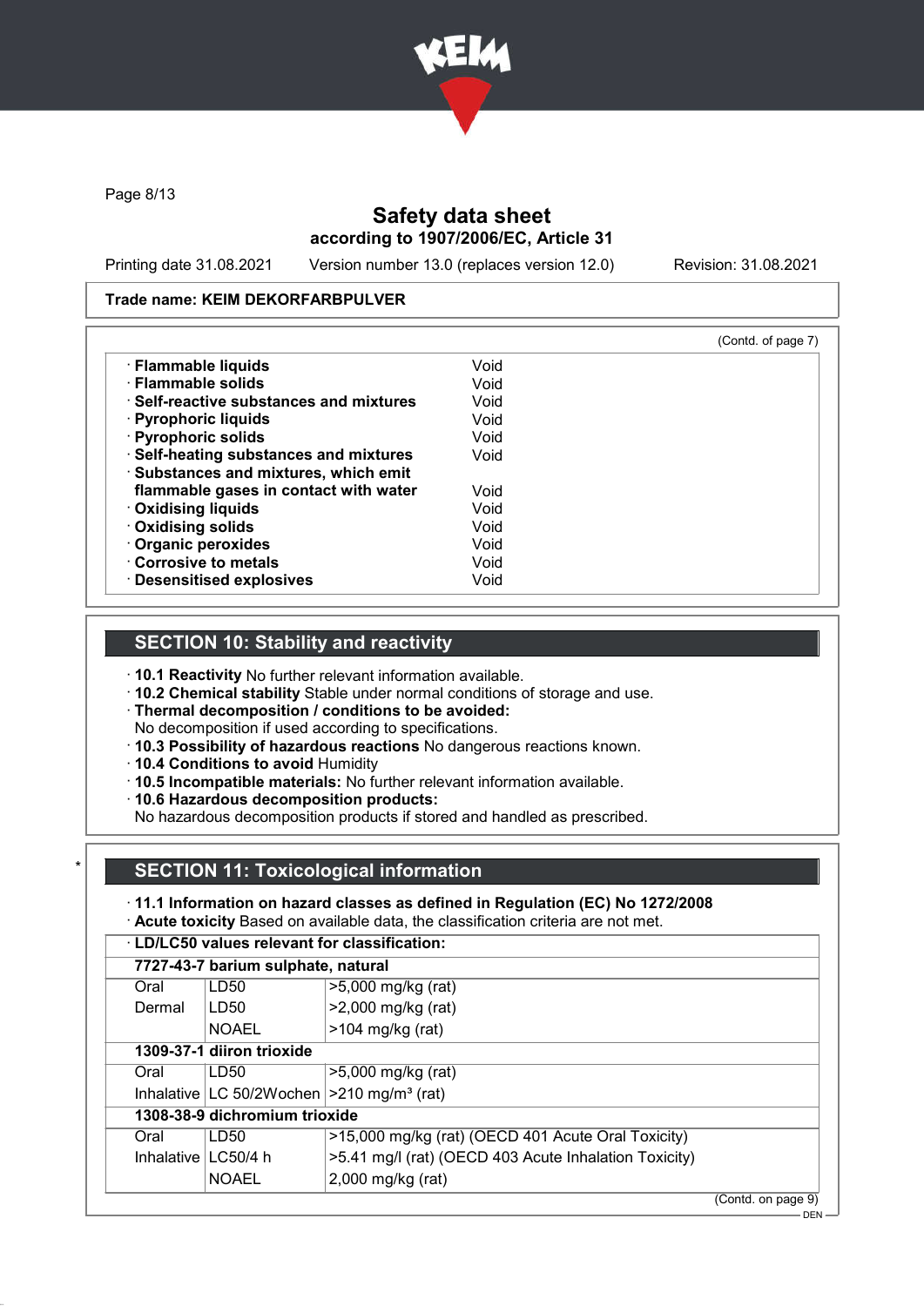**Trade name: KEIM DEKORFARBPULVER**

(Contd. of page 7)

| | |
|---|---|
| · **Flammable liquids** | Void |
| · **Flammable solids** | Void |
| · **Self-reactive substances and mixtures** | Void |
| · **Pyrophoric liquids** | Void |
| · **Pyrophoric solids** | Void |
| · **Self-heating substances and mixtures** | Void |
| · **Substances and mixtures, which emit flammable gases in contact with water** | Void |
| · **Oxidising liquids** | Void |
| · **Oxidising solids** | Void |
| · **Organic peroxides** | Void |
| · **Corrosive to metals** | Void |
| · **Desensitised explosives** | Void |

## SECTION 10: Stability and reactivity

· **10.1 Reactivity** No further relevant information available.
· **10.2 Chemical stability** Stable under normal conditions of storage and use.
· **Thermal decomposition / conditions to be avoided:**
No decomposition if used according to specifications.
· **10.3 Possibility of hazardous reactions** No dangerous reactions known.
· **10.4 Conditions to avoid** Humidity
· **10.5 Incompatible materials:** No further relevant information available.
· **10.6 Hazardous decomposition products:**
No hazardous decomposition products if stored and handled as prescribed.

## SECTION 11: Toxicological information

· **11.1 Information on hazard classes as defined in Regulation (EC) No 1272/2008**
· **Acute toxicity** Based on available data, the classification criteria are not met.

| · **LD/LC50 values relevant for classification:** | | |
|---|---|---|
| **7727-43-7 barium sulphate, natural** | | |
| Oral | LD50 | >5,000 mg/kg (rat) |
| Dermal | LD50 | >2,000 mg/kg (rat) |
| | NOAEL | >104 mg/kg (rat) |
| **1309-37-1 diiron trioxide** | | |
| Oral | LD50 | >5,000 mg/kg (rat) |
| Inhalative | LC 50/2Wochen | >210 mg/m³ (rat) |
| **1308-38-9 dichromium trioxide** | | |
| Oral | LD50 | >15,000 mg/kg (rat) (OECD 401 Acute Oral Toxicity) |
| Inhalative | LC50/4 h | >5.41 mg/l (rat) (OECD 403 Acute Inhalation Toxicity) |
| | NOAEL | 2,000 mg/kg (rat) |

(Contd. on page 9)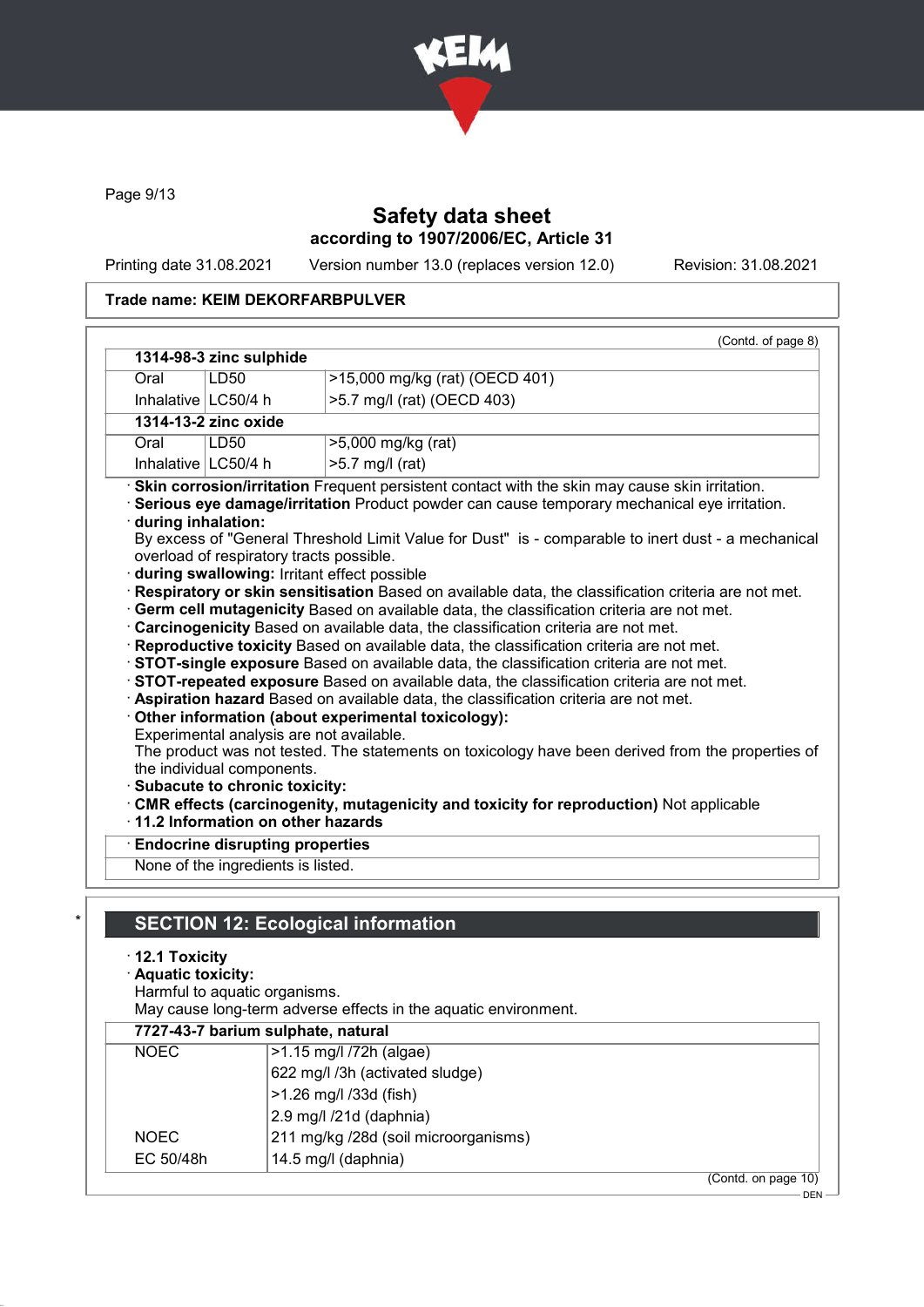Trade name: KEIM DEKORFARBPULVER

(Contd. of page 8)

| 1314-98-3 zinc sulphide | | |
|---|---|---|
| Oral | LD50 | >15,000 mg/kg (rat) (OECD 401) |
| Inhalative | LC50/4 h | >5.7 mg/l (rat) (OECD 403) |
| **1314-13-2 zinc oxide** | | |
| Oral | LD50 | >5,000 mg/kg (rat) |
| Inhalative | LC50/4 h | >5.7 mg/l (rat) |

· **Skin corrosion/irritation** Frequent persistent contact with the skin may cause skin irritation.
· **Serious eye damage/irritation** Product powder can cause temporary mechanical eye irritation.
· **during inhalation:**
By excess of "General Threshold Limit Value for Dust" is - comparable to inert dust - a mechanical overload of respiratory tracts possible.
· **during swallowing:** Irritant effect possible
· **Respiratory or skin sensitisation** Based on available data, the classification criteria are not met.
· **Germ cell mutagenicity** Based on available data, the classification criteria are not met.
· **Carcinogenicity** Based on available data, the classification criteria are not met.
· **Reproductive toxicity** Based on available data, the classification criteria are not met.
· **STOT-single exposure** Based on available data, the classification criteria are not met.
· **STOT-repeated exposure** Based on available data, the classification criteria are not met.
· **Aspiration hazard** Based on available data, the classification criteria are not met.
· **Other information (about experimental toxicology):**
Experimental analysis are not available.
The product was not tested. The statements on toxicology have been derived from the properties of the individual components.
· **Subacute to chronic toxicity:**
· **CMR effects (carcinogenity, mutagenicity and toxicity for reproduction)** Not applicable
· **11.2 Information on other hazards**

· **Endocrine disrupting properties**
None of the ingredients is listed.

## SECTION 12: Ecological information

· **12.1 Toxicity**
· **Aquatic toxicity:**
Harmful to aquatic organisms.
May cause long-term adverse effects in the aquatic environment.

| 7727-43-7 barium sulphate, natural | |
|---|---|
| NOEC | >1.15 mg/l /72h (algae) |
| | 622 mg/l /3h (activated sludge) |
| | >1.26 mg/l /33d (fish) |
| | 2.9 mg/l /21d (daphnia) |
| NOEC | 211 mg/kg /28d (soil microorganisms) |
| EC 50/48h | 14.5 mg/l (daphnia) |

(Contd. on page 10)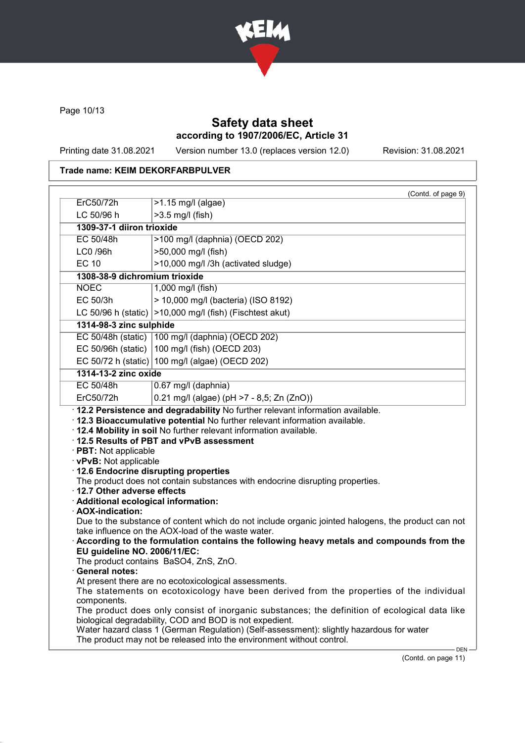Trade name: KEIM DEKORFARBPULVER

(Contd. of page 9)

| | |
|---|---|
| ErC50/72h | >1.15 mg/l (algae) |
| LC 50/96 h | >3.5 mg/l (fish) |
| **1309-37-1 diiron trioxide** | |
| EC 50/48h | >100 mg/l (daphnia) (OECD 202) |
| LC0 /96h | >50,000 mg/l (fish) |
| EC 10 | >10,000 mg/l /3h (activated sludge) |
| **1308-38-9 dichromium trioxide** | |
| NOEC | 1,000 mg/l (fish) |
| EC 50/3h | > 10,000 mg/l (bacteria) (ISO 8192) |
| LC 50/96 h (static) | >10,000 mg/l (fish) (Fischtest akut) |
| **1314-98-3 zinc sulphide** | |
| EC 50/48h (static) | 100 mg/l (daphnia) (OECD 202) |
| EC 50/96h (static) | 100 mg/l (fish) (OECD 203) |
| EC 50/72 h (static) | 100 mg/l (algae) (OECD 202) |
| **1314-13-2 zinc oxide** | |
| EC 50/48h | 0.67 mg/l (daphnia) |
| ErC50/72h | 0.21 mg/l (algae) (pH >7 - 8,5; Zn (ZnO)) |

· **12.2 Persistence and degradability** No further relevant information available.
· **12.3 Bioaccumulative potential** No further relevant information available.
· **12.4 Mobility in soil** No further relevant information available.
· **12.5 Results of PBT and vPvB assessment**
· **PBT:** Not applicable
· **vPvB:** Not applicable
· **12.6 Endocrine disrupting properties**
The product does not contain substances with endocrine disrupting properties.
· **12.7 Other adverse effects**
· **Additional ecological information:**
· **AOX-indication:**
Due to the substance of content which do not include organic jointed halogens, the product can not take influence on the AOX-load of the waste water.
· **According to the formulation contains the following heavy metals and compounds from the EU guideline NO. 2006/11/EC:**
The product contains $BaSO_4$, ZnS, ZnO.
· **General notes:**
At present there are no ecotoxicological assessments.
The statements on ecotoxicology have been derived from the properties of the individual components.
The product does only consist of inorganic substances; the definition of ecological data like biological degradability, COD and BOD is not expedient.
Water hazard class 1 (German Regulation) (Self-assessment): slightly hazardous for water
The product may not be released into the environment without control.

(Contd. on page 11)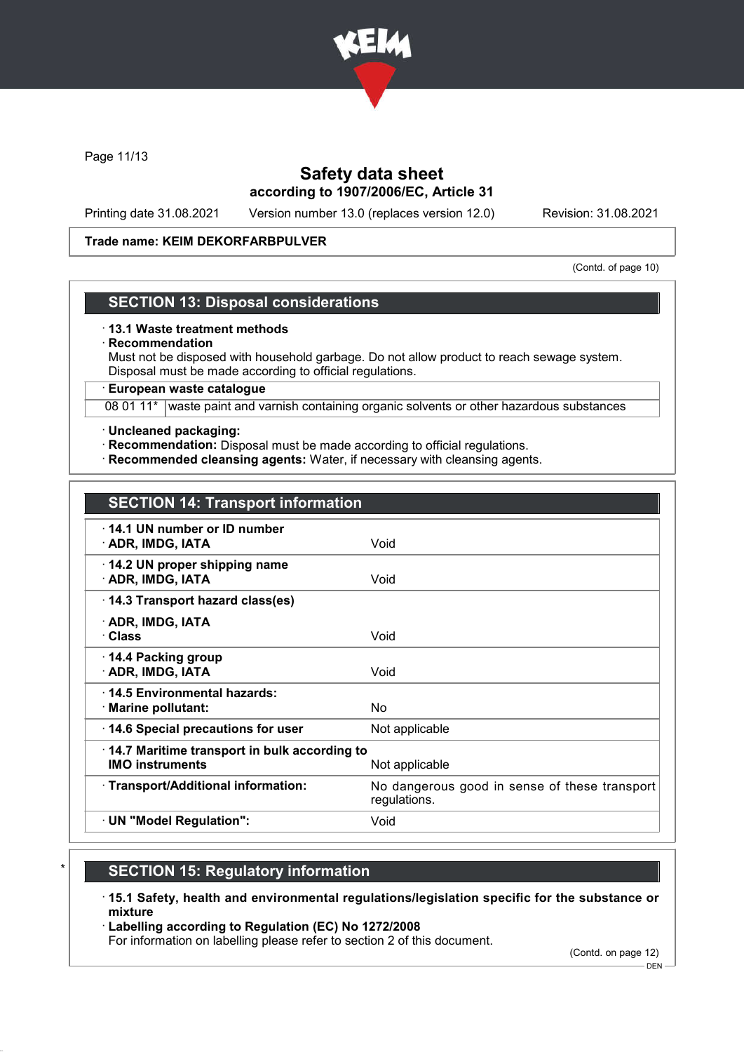**Trade name: KEIM DEKORFARBPULVER**

(Contd. of page 10)

## SECTION 13: Disposal considerations

· **13.1 Waste treatment methods**
· **Recommendation**
Must not be disposed with household garbage. Do not allow product to reach sewage system.
Disposal must be made according to official regulations.

| · **European waste catalogue** | |
|---|---|
| 08 01 11* | waste paint and varnish containing organic solvents or other hazardous substances |

· **Uncleaned packaging:**
· **Recommendation:** Disposal must be made according to official regulations.
· **Recommended cleansing agents:** Water, if necessary with cleansing agents.

## SECTION 14: Transport information

| | |
|---|---|
| · **14.1 UN number or ID number**<br>· **ADR, IMDG, IATA** | Void |
| · **14.2 UN proper shipping name**<br>· **ADR, IMDG, IATA** | Void |
| · **14.3 Transport hazard class(es)**<br>· **ADR, IMDG, IATA**<br>· **Class** | Void |
| · **14.4 Packing group**<br>· **ADR, IMDG, IATA** | Void |
| · **14.5 Environmental hazards:**<br>· **Marine pollutant:** | No |
| · **14.6 Special precautions for user** | Not applicable |
| · **14.7 Maritime transport in bulk according to IMO instruments** | Not applicable |
| · **Transport/Additional information:** | No dangerous good in sense of these transport regulations. |
| · **UN "Model Regulation":** | Void |

## * SECTION 15: Regulatory information

· **15.1 Safety, health and environmental regulations/legislation specific for the substance or mixture**
· **Labelling according to Regulation (EC) No 1272/2008**
For information on labelling please refer to section 2 of this document.

(Contd. on page 12)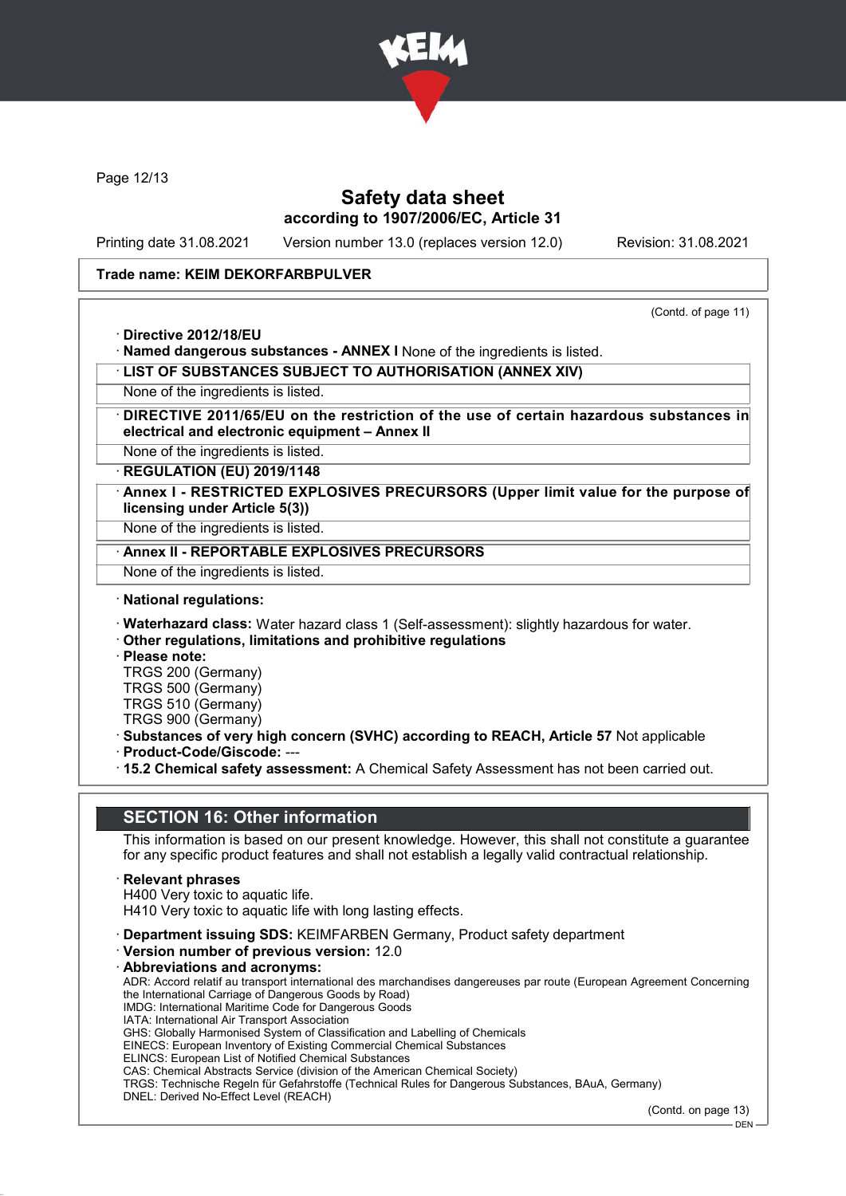**Trade name: KEIM DEKORFARBPULVER**

(Contd. of page 11)

· **Directive 2012/18/EU**
· **Named dangerous substances - ANNEX I** None of the ingredients is listed.
· **LIST OF SUBSTANCES SUBJECT TO AUTHORISATION (ANNEX XIV)**
None of the ingredients is listed.
· **DIRECTIVE 2011/65/EU on the restriction of the use of certain hazardous substances in electrical and electronic equipment – Annex II**
None of the ingredients is listed.
· **REGULATION (EU) 2019/1148**
· **Annex I - RESTRICTED EXPLOSIVES PRECURSORS (Upper limit value for the purpose of licensing under Article 5(3))**
None of the ingredients is listed.
· **Annex II - REPORTABLE EXPLOSIVES PRECURSORS**
None of the ingredients is listed.

· **National regulations:**

· **Waterhazard class:** Water hazard class 1 (Self-assessment): slightly hazardous for water.
· **Other regulations, limitations and prohibitive regulations**
· **Please note:**
TRGS 200 (Germany)
TRGS 500 (Germany)
TRGS 510 (Germany)
TRGS 900 (Germany)
· **Substances of very high concern (SVHC) according to REACH, Article 57** Not applicable
· **Product-Code/Giscode:** ---
· **15.2 Chemical safety assessment:** A Chemical Safety Assessment has not been carried out.

## SECTION 16: Other information

This information is based on our present knowledge. However, this shall not constitute a guarantee for any specific product features and shall not establish a legally valid contractual relationship.

· **Relevant phrases**
H400 Very toxic to aquatic life.
H410 Very toxic to aquatic life with long lasting effects.

· **Department issuing SDS:** KEIMFARBEN Germany, Product safety department
· **Version number of previous version:** 12.0
· **Abbreviations and acronyms:**
ADR: Accord relatif au transport international des marchandises dangereuses par route (European Agreement Concerning the International Carriage of Dangerous Goods by Road)
IMDG: International Maritime Code for Dangerous Goods
IATA: International Air Transport Association
GHS: Globally Harmonised System of Classification and Labelling of Chemicals
EINECS: European Inventory of Existing Commercial Chemical Substances
ELINCS: European List of Notified Chemical Substances
CAS: Chemical Abstracts Service (division of the American Chemical Society)
TRGS: Technische Regeln für Gefahrstoffe (Technical Rules for Dangerous Substances, BAuA, Germany)
DNEL: Derived No-Effect Level (REACH)

(Contd. on page 13)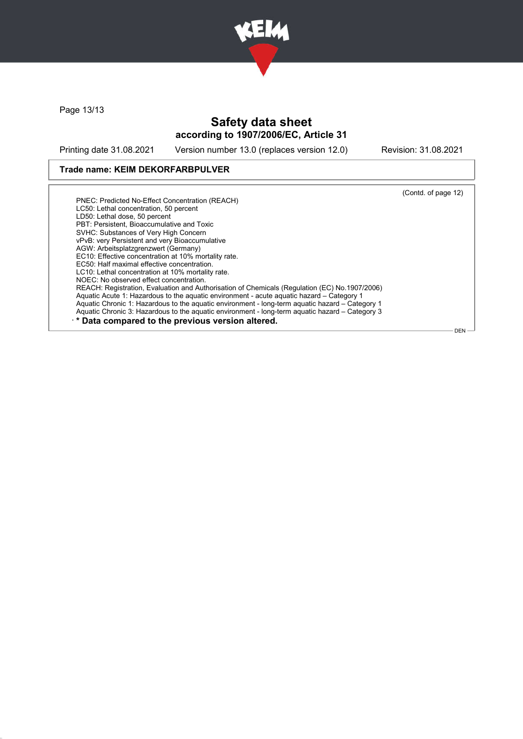**Trade name: KEIM DEKORFARBPULVER**

(Contd. of page 12)

PNEC: Predicted No-Effect Concentration (REACH)
LC50: Lethal concentration, 50 percent
LD50: Lethal dose, 50 percent
PBT: Persistent, Bioaccumulative and Toxic
SVHC: Substances of Very High Concern
vPvB: very Persistent and very Bioaccumulative
AGW: Arbeitsplatzgrenzwert (Germany)
EC10: Effective concentration at 10% mortality rate.
EC50: Half maximal effective concentration.
LC10: Lethal concentration at 10% mortality rate.
NOEC: No observed effect concentration.
REACH: Registration, Evaluation and Authorisation of Chemicals (Regulation (EC) No.1907/2006)
Aquatic Acute 1: Hazardous to the aquatic environment - acute aquatic hazard – Category 1
Aquatic Chronic 1: Hazardous to the aquatic environment - long-term aquatic hazard – Category 1
Aquatic Chronic 3: Hazardous to the aquatic environment - long-term aquatic hazard – Category 3

· **\* Data compared to the previous version altered.**

DEN